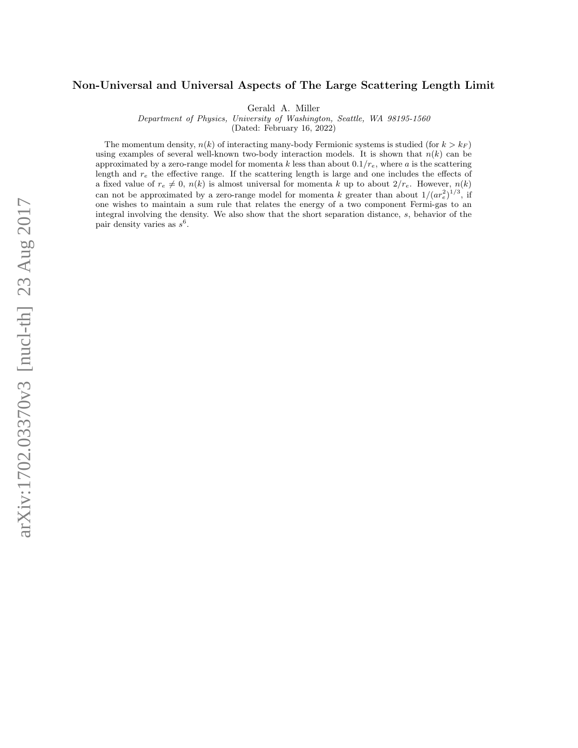# Non-Universal and Universal Aspects of The Large Scattering Length Limit

Gerald A. Miller

*Department of Physics, University of Washington, Seattle, WA 98195-1560*

(Dated: February 16, 2022)

The momentum density, $n(k)$ of interacting many-body Fermionic systems is studied (for $k > k_F$) using examples of several well-known two-body interaction models. It is shown that $n(k)$ can be approximated by a zero-range model for momenta $k$ less than about $0.1/r_e$, where $a$ is the scattering length and $r_e$ the effective range. If the scattering length is large and one includes the effects of a fixed value of $r_e \neq 0$, $n(k)$ is almost universal for momenta $k$ up to about $2/r_e$. However, $n(k)$ can not be approximated by a zero-range model for momenta $k$ greater than about $1/(ar_e^2)^{1/3}$, if one wishes to maintain a sum rule that relates the energy of a two component Fermi-gas to an integral involving the density. We also show that the short separation distance, $s$, behavior of the pair density varies as $s^6$.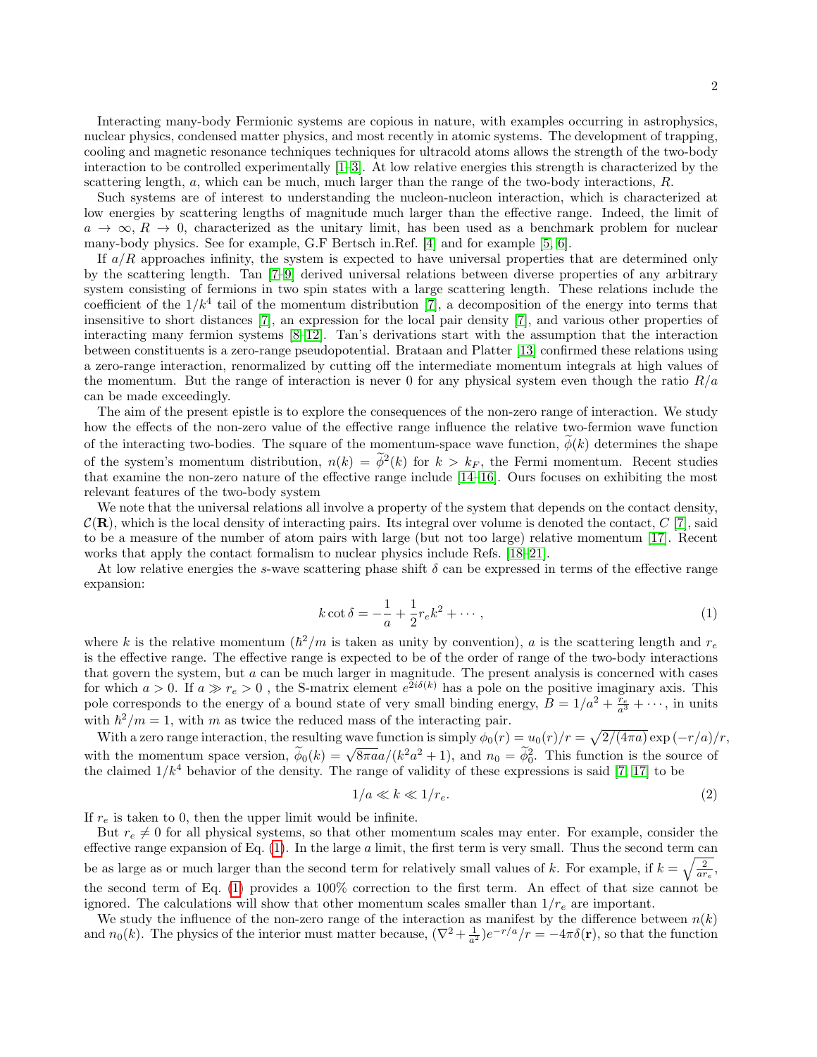Interacting many-body Fermionic systems are copious in nature, with examples occurring in astrophysics, nuclear physics, condensed matter physics, and most recently in atomic systems. The development of trapping, cooling and magnetic resonance techniques techniques for ultracold atoms allows the strength of the two-body interaction to be controlled experimentally [1–3]. At low relative energies this strength is characterized by the scattering length, $a$, which can be much, much larger than the range of the two-body interactions, $R$.

Such systems are of interest to understanding the nucleon-nucleon interaction, which is characterized at low energies by scattering lengths of magnitude much larger than the effective range. Indeed, the limit of $a \to \infty$, $R \to 0$, characterized as the unitary limit, has been used as a benchmark problem for nuclear many-body physics. See for example, G.F Bertsch in.Ref. [4] and for example [5, 6].

If $a/R$ approaches infinity, the system is expected to have universal properties that are determined only by the scattering length. Tan [7–9] derived universal relations between diverse properties of any arbitrary system consisting of fermions in two spin states with a large scattering length. These relations include the coefficient of the $1/k^4$ tail of the momentum distribution [7], a decomposition of the energy into terms that insensitive to short distances [7], an expression for the local pair density [7], and various other properties of interacting many fermion systems [8–12]. Tan's derivations start with the assumption that the interaction between constituents is a zero-range pseudopotential. Brataan and Platter [13] confirmed these relations using a zero-range interaction, renormalized by cutting off the intermediate momentum integrals at high values of the momentum. But the range of interaction is never 0 for any physical system even though the ratio $R/a$ can be made exceedingly.

The aim of the present epistle is to explore the consequences of the non-zero range of interaction. We study how the effects of the non-zero value of the effective range influence the relative two-fermion wave function of the interacting two-bodies. The square of the momentum-space wave function, $\widetilde{\phi}(k)$ determines the shape of the system's momentum distribution, $n(k) = \widetilde{\phi}^2(k)$ for $k > k_F$, the Fermi momentum. Recent studies that examine the non-zero nature of the effective range include [14–16]. Ours focuses on exhibiting the most relevant features of the two-body system

We note that the universal relations all involve a property of the system that depends on the contact density, $\mathcal{C}(\mathbf{R})$, which is the local density of interacting pairs. Its integral over volume is denoted the contact, $C$ [7], said to be a measure of the number of atom pairs with large (but not too large) relative momentum [17]. Recent works that apply the contact formalism to nuclear physics include Refs. [18–21].

At low relative energies the $s$-wave scattering phase shift $\delta$ can be expressed in terms of the effective range expansion:

$$k \cot \delta = -\frac{1}{a} + \frac{1}{2} r_e k^2 + \cdots, \tag{1}$$

where $k$ is the relative momentum ($\hbar^2/m$ is taken as unity by convention), $a$ is the scattering length and $r_e$ is the effective range. The effective range is expected to be of the order of range of the two-body interactions that govern the system, but $a$ can be much larger in magnitude. The present analysis is concerned with cases for which $a > 0$. If $a \gg r_e > 0$ , the S-matrix element $e^{2i\delta(k)}$ has a pole on the positive imaginary axis. This pole corresponds to the energy of a bound state of very small binding energy, $B = 1/a^2 + \frac{r_e}{a^3} + \cdots$, in units with $\hbar^2/m = 1$, with $m$ as twice the reduced mass of the interacting pair.

With a zero range interaction, the resulting wave function is simply $\phi_0(r) = u_0(r)/r = \sqrt{2/(4\pi a)} \exp(-r/a)/r$, with the momentum space version, $\widetilde{\phi}_0(k) = \sqrt{8\pi a} a/(k^2a^2 + 1)$, and $n_0 = \widetilde{\phi}_0^2$. This function is the source of the claimed $1/k^4$ behavior of the density. The range of validity of these expressions is said [7, 17] to be

$$1/a \ll k \ll 1/r_e. \tag{2}$$

If $r_e$ is taken to 0, then the upper limit would be infinite.

But $r_e \neq 0$ for all physical systems, so that other momentum scales may enter. For example, consider the effective range expansion of Eq. (1). In the large $a$ limit, the first term is very small. Thus the second term can be as large as or much larger than the second term for relatively small values of $k$. For example, if $k = \sqrt{\frac{2}{ar_e}}$, the second term of Eq. (1) provides a 100% correction to the first term. An effect of that size cannot be ignored. The calculations will show that other momentum scales smaller than $1/r_e$ are important.

We study the influence of the non-zero range of the interaction as manifest by the difference between $n(k)$ and $n_0(k)$. The physics of the interior must matter because, $(\nabla^2 + \frac{1}{a^2})e^{-r/a}/r = -4\pi\delta(\mathbf{r})$, so that the function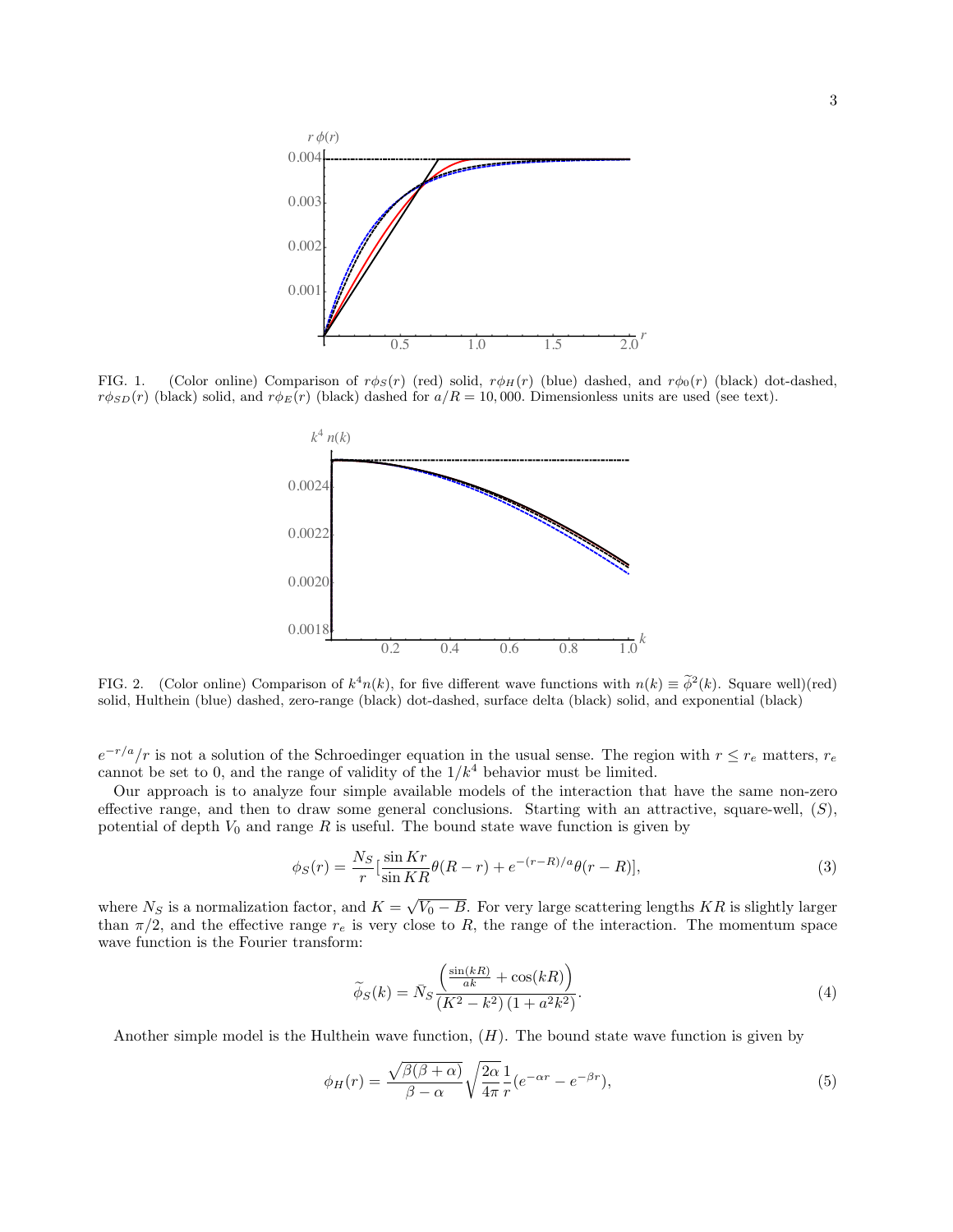FIG. 1. (Color online) Comparison of $r\phi_S(r)$ (red) solid, $r\phi_H(r)$ (blue) dashed, and $r\phi_0(r)$ (black) dot-dashed, $r\phi_{SD}(r)$ (black) solid, and $r\phi_E(r)$ (black) dashed for $a/R = 10,000$. Dimensionless units are used (see text).

FIG. 2. (Color online) Comparison of $k^4 n(k)$, for five different wave functions with $n(k) \equiv \widetilde{\phi}^2(k)$. Square well)(red) solid, Hulthein (blue) dashed, zero-range (black) dot-dashed, surface delta (black) solid, and exponential (black)

$e^{-r/a}/r$ is not a solution of the Schroedinger equation in the usual sense. The region with $r \le r_e$ matters, $r_e$ cannot be set to 0, and the range of validity of the $1/k^4$ behavior must be limited.

Our approach is to analyze four simple available models of the interaction that have the same non-zero effective range, and then to draw some general conclusions. Starting with an attractive, square-well, $(S)$, potential of depth $V_0$ and range $R$ is useful. The bound state wave function is given by

$$\phi_S(r) = \frac{N_S}{r}\left[\frac{\sin Kr}{\sin KR}\theta(R-r) + e^{-(r-R)/a}\theta(r-R)\right], \tag{3}$$

where $N_S$ is a normalization factor, and $K = \sqrt{V_0 - B}$. For very large scattering lengths $KR$ is slightly larger than $\pi/2$, and the effective range $r_e$ is very close to $R$, the range of the interaction. The momentum space wave function is the Fourier transform:

$$\widetilde{\phi}_S(k) = \bar{N}_S \frac{\left(\frac{\sin(kR)}{ak} + \cos(kR)\right)}{(K^2 - k^2)(1 + a^2k^2)}. \tag{4}$$

Another simple model is the Hulthein wave function, $(H)$. The bound state wave function is given by

$$\phi_H(r) = \frac{\sqrt{\beta(\beta+\alpha)}}{\beta - \alpha}\sqrt{\frac{2\alpha}{4\pi}}\frac{1}{r}(e^{-\alpha r} - e^{-\beta r}), \tag{5}$$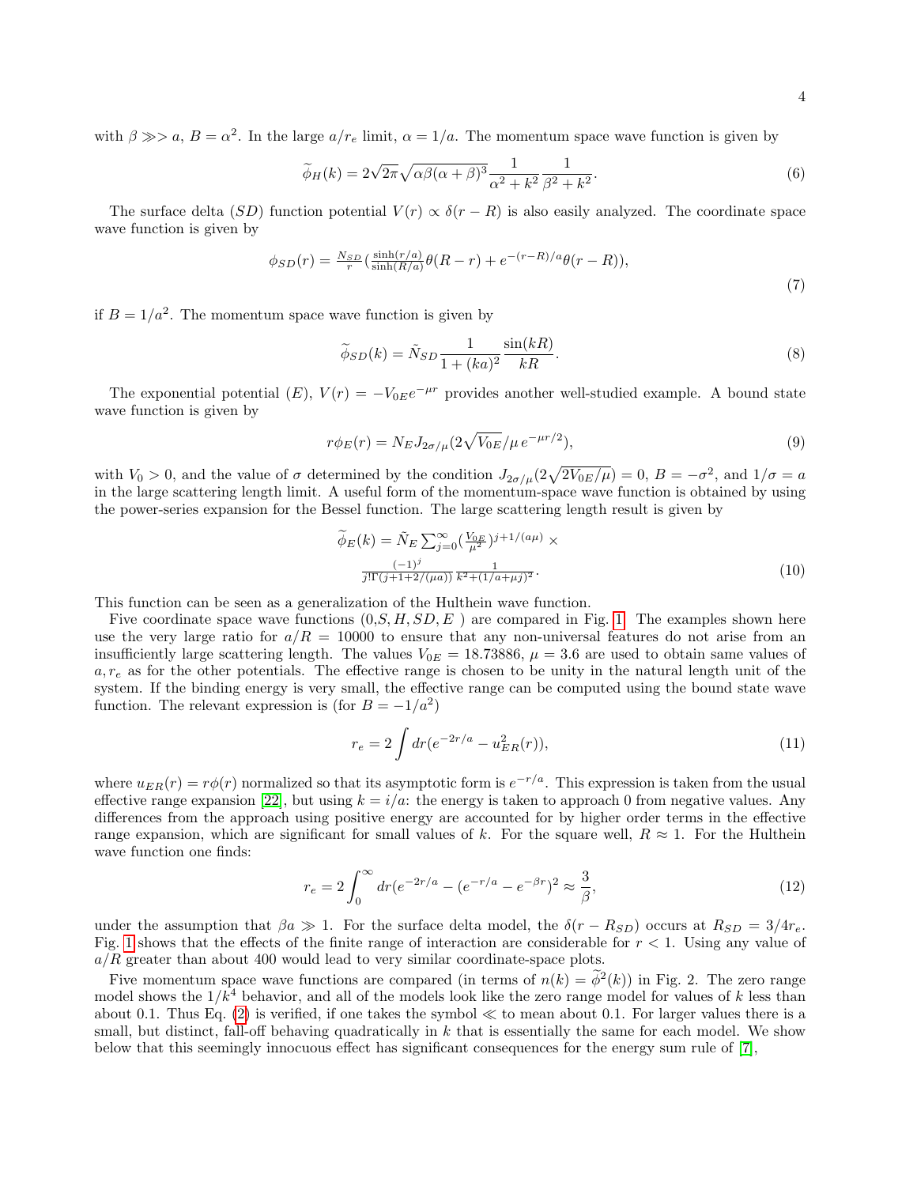with $\beta \ggg a$, $B = \alpha^2$. In the large $a/r_e$ limit, $\alpha = 1/a$. The momentum space wave function is given by

$$\widetilde{\phi}_H(k) = 2\sqrt{2\pi}\sqrt{\alpha\beta(\alpha+\beta)^3}\frac{1}{\alpha^2+k^2}\frac{1}{\beta^2+k^2}. \tag{6}$$

The surface delta ($SD$) function potential $V(r) \propto \delta(r-R)$ is also easily analyzed. The coordinate space wave function is given by

$$\phi_{SD}(r) = \frac{N_{SD}}{r}\left(\frac{\sinh(r/a)}{\sinh(R/a)}\theta(R-r) + e^{-(r-R)/a}\theta(r-R)\right), \tag{7}$$

if $B = 1/a^2$. The momentum space wave function is given by

$$\widetilde{\phi}_{SD}(k) = \tilde{N}_{SD}\frac{1}{1+(ka)^2}\frac{\sin(kR)}{kR}. \tag{8}$$

The exponential potential ($E$), $V(r) = -V_{0E}e^{-\mu r}$ provides another well-studied example. A bound state wave function is given by

$$r\phi_E(r) = N_E J_{2\sigma/\mu}(2\sqrt{V_{0E}}/\mu\, e^{-\mu r/2}), \tag{9}$$

with $V_0 > 0$, and the value of $\sigma$ determined by the condition $J_{2\sigma/\mu}(2\sqrt{2V_{0E}/\mu}) = 0$, $B = -\sigma^2$, and $1/\sigma = a$ in the large scattering length limit. A useful form of the momentum-space wave function is obtained by using the power-series expansion for the Bessel function. The large scattering length result is given by

$$\widetilde{\phi}_E(k) = \tilde{N}_E\sum_{j=0}^{\infty}\left(\frac{V_{0E}}{\mu^2}\right)^{j+1/(a\mu)} \times \frac{(-1)^j}{j!\Gamma(j+1+2/(\mu a))}\frac{1}{k^2+(1/a+\mu j)^2}. \tag{10}$$

This function can be seen as a generalization of the Hulthein wave function.

Five coordinate space wave functions ($0, S, H, SD, E$ ) are compared in Fig. 1. The examples shown here use the very large ratio for $a/R = 10000$ to ensure that any non-universal features do not arise from an insufficiently large scattering length. The values $V_{0E} = 18.73886$, $\mu = 3.6$ are used to obtain same values of $a, r_e$ as for the other potentials. The effective range is chosen to be unity in the natural length unit of the system. If the binding energy is very small, the effective range can be computed using the bound state wave function. The relevant expression is (for $B = -1/a^2$)

$$r_e = 2\int dr(e^{-2r/a} - u_{ER}^2(r)), \tag{11}$$

where $u_{ER}(r) = r\phi(r)$ normalized so that its asymptotic form is $e^{-r/a}$. This expression is taken from the usual effective range expansion [22], but using $k = i/a$: the energy is taken to approach 0 from negative values. Any differences from the approach using positive energy are accounted for by higher order terms in the effective range expansion, which are significant for small values of $k$. For the square well, $R \approx 1$. For the Hulthein wave function one finds:

$$r_e = 2\int_0^{\infty} dr(e^{-2r/a} - (e^{-r/a} - e^{-\beta r})^2 \approx \frac{3}{\beta}, \tag{12}$$

under the assumption that $\beta a \gg 1$. For the surface delta model, the $\delta(r - R_{SD})$ occurs at $R_{SD} = 3/4r_e$. Fig. 1 shows that the effects of the finite range of interaction are considerable for $r < 1$. Using any value of $a/R$ greater than about 400 would lead to very similar coordinate-space plots.

Five momentum space wave functions are compared (in terms of $n(k) = \widetilde{\phi}^2(k)$) in Fig. 2. The zero range model shows the $1/k^4$ behavior, and all of the models look like the zero range model for values of $k$ less than about 0.1. Thus Eq. (2) is verified, if one takes the symbol $\ll$ to mean about 0.1. For larger values there is a small, but distinct, fall-off behaving quadratically in $k$ that is essentially the same for each model. We show below that this seemingly innocuous effect has significant consequences for the energy sum rule of [7],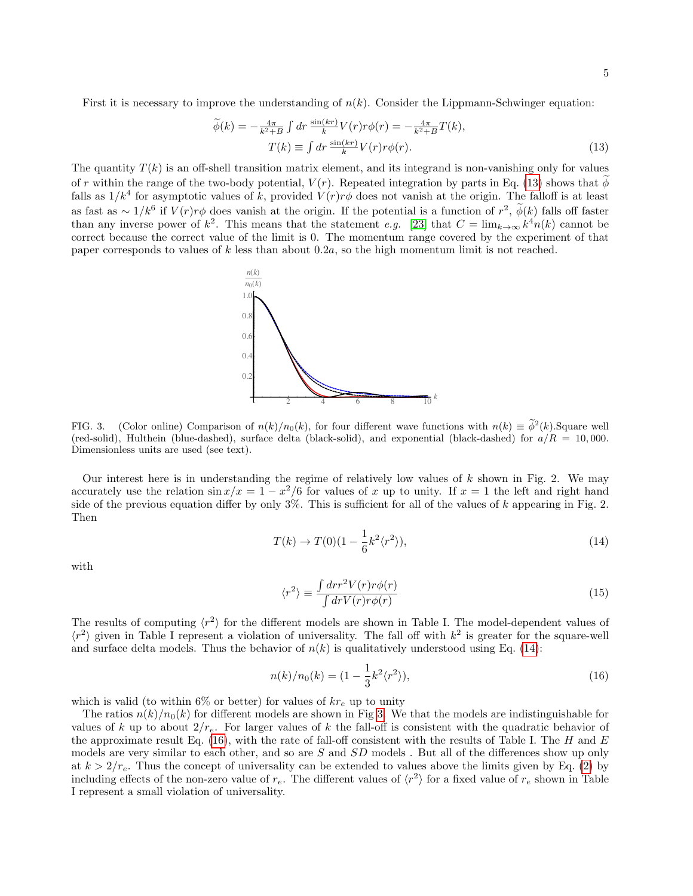First it is necessary to improve the understanding of $n(k)$. Consider the Lippmann-Schwinger equation:

$$
\begin{aligned}
\widetilde{\phi}(k) &= -\frac{4\pi}{k^2+B}\int dr\, \frac{\sin(kr)}{k} V(r) r\phi(r) = -\frac{4\pi}{k^2+B}T(k), \\
T(k) &\equiv \int dr\, \frac{\sin(kr)}{k} V(r) r\phi(r).
\end{aligned}
\tag{13}
$$

The quantity $T(k)$ is an off-shell transition matrix element, and its integrand is non-vanishing only for values of $r$ within the range of the two-body potential, $V(r)$. Repeated integration by parts in Eq. (13) shows that $\widetilde{\phi}$ falls as $1/k^4$ for asymptotic values of $k$, provided $V(r)r\phi$ does not vanish at the origin. The falloff is at least as fast as $\sim 1/k^6$ if $V(r)r\phi$ does vanish at the origin. If the potential is a function of $r^2$, $\widetilde{\phi}(k)$ falls off faster than any inverse power of $k^2$. This means that the statement *e.g.* [23] that $C = \lim_{k\to\infty} k^4 n(k)$ cannot be correct because the correct value of the limit is 0. The momentum range covered by the experiment of that paper corresponds to values of $k$ less than about $0.2a$, so the high momentum limit is not reached.

FIG. 3. (Color online) Comparison of $n(k)/n_0(k)$, for four different wave functions with $n(k) \equiv \widetilde{\phi}^2(k)$.Square well (red-solid), Hulthein (blue-dashed), surface delta (black-solid), and exponential (black-dashed) for $a/R = 10,000$. Dimensionless units are used (see text).

Our interest here is in understanding the regime of relatively low values of $k$ shown in Fig. 2. We may accurately use the relation $\sin x/x = 1 - x^2/6$ for values of $x$ up to unity. If $x = 1$ the left and right hand side of the previous equation differ by only 3%. This is sufficient for all of the values of $k$ appearing in Fig. 2. Then

$$
T(k) \to T(0)(1 - \frac{1}{6}k^2\langle r^2\rangle),
\tag{14}
$$

with

$$
\langle r^2\rangle \equiv \frac{\int dr r^2 V(r) r\phi(r)}{\int dr V(r) r\phi(r)}
\tag{15}
$$

The results of computing $\langle r^2\rangle$ for the different models are shown in Table I. The model-dependent values of $\langle r^2\rangle$ given in Table I represent a violation of universality. The fall off with $k^2$ is greater for the square-well and surface delta models. Thus the behavior of $n(k)$ is qualitatively understood using Eq. (14):

$$
n(k)/n_0(k) = (1 - \frac{1}{3}k^2\langle r^2\rangle),
\tag{16}
$$

which is valid (to within 6% or better) for values of $kr_e$ up to unity

The ratios $n(k)/n_0(k)$ for different models are shown in Fig 3. We that the models are indistinguishable for values of $k$ up to about $2/r_e$. For larger values of $k$ the fall-off is consistent with the quadratic behavior of the approximate result Eq. (16), with the rate of fall-off consistent with the results of Table I. The $H$ and $E$ models are very similar to each other, and so are $S$ and $SD$ models . But all of the differences show up only at $k > 2/r_e$. Thus the concept of universality can be extended to values above the limits given by Eq. (2) by including effects of the non-zero value of $r_e$. The different values of $\langle r^2\rangle$ for a fixed value of $r_e$ shown in Table I represent a small violation of universality.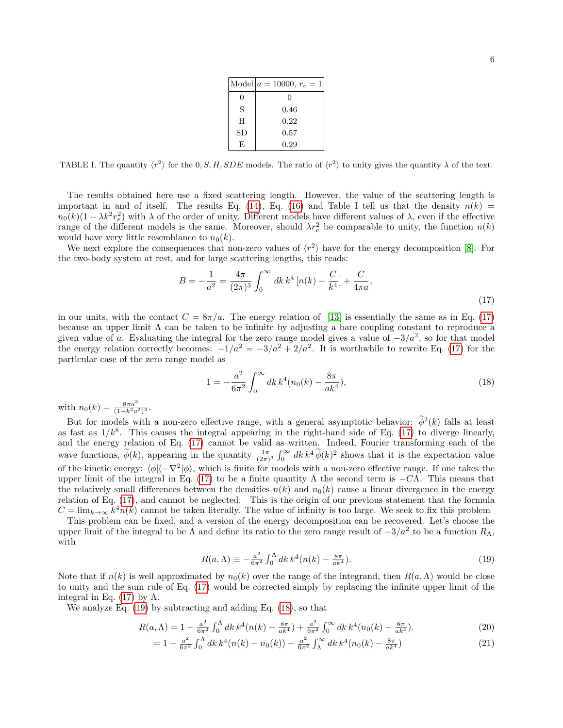| Model | $a = 10000,\ r_e = 1$ |
|---|---|
| 0 | 0 |
| S | 0.46 |
| H | 0.22 |
| SD | 0.57 |
| E | 0.29 |

TABLE I. The quantity $\langle r^2 \rangle$ for the $0, S, H, SDE$ models. The ratio of $\langle r^2 \rangle$ to unity gives the quantity $\lambda$ of the text.

The results obtained here use a fixed scattering length. However, the value of the scattering length is important in and of itself. The results Eq. (14), Eq. (16) and Table I tell us that the density $n(k) = n_0(k)(1 - \lambda k^2 r_e^2)$ with $\lambda$ of the order of unity. Different models have different values of $\lambda$, even if the effective range of the different models is the same. Moreover, should $\lambda r_e^2$ be comparable to unity, the function $n(k)$ would have very little resemblance to $n_0(k)$.

We next explore the consequences that non-zero values of $\langle r^2 \rangle$ have for the energy decomposition [8]. For the two-body system at rest, and for large scattering lengths, this reads:

$$B = -\frac{1}{a^2} = \frac{4\pi}{(2\pi)^3} \int_0^\infty dk\, k^4 \left[n(k) - \frac{C}{k^4}\right] + \frac{C}{4\pi a}, \tag{17}$$

in our units, with the contact $C = 8\pi/a$. The energy relation of [13] is essentially the same as in Eq. (17) because an upper limit $\Lambda$ can be taken to be infinite by adjusting a bare coupling constant to reproduce a given value of $a$. Evaluating the integral for the zero range model gives a value of $-3/a^2$, so for that model the energy relation correctly becomes: $-1/a^2 = -3/a^2 + 2/a^2$. It is worthwhile to rewrite Eq. (17) for the particular case of the zero range model as

$$1 = -\frac{a^2}{6\pi^2} \int_0^\infty dk\, k^4 \left(n_0(k) - \frac{8\pi}{ak^4}\right), \tag{18}$$

with $n_0(k) = \frac{8\pi a^3}{(1+k^2a^2)^2}$.

But for models with a non-zero effective range, with a general asymptotic behavior: $\widetilde{\phi}^2(k)$ falls at least as fast as $1/k^8$. This causes the integral appearing in the right-hand side of Eq. (17) to diverge linearly, and the energy relation of Eq. (17) cannot be valid as written. Indeed, Fourier transforming each of the wave functions, $\widetilde{\phi}(k)$, appearing in the quantity $\frac{4\pi}{(2\pi)^3}\int_0^\infty dk\, k^4\, \widetilde{\phi}(k)^2$ shows that it is the expectation value of the kinetic energy: $\langle \phi | (-\nabla^2 | \phi \rangle$, which is finite for models with a non-zero effective range. If one takes the upper limit of the integral in Eq. (17) to be a finite quantity $\Lambda$ the second term is $-C\Lambda$. This means that the relatively small differences between the densities $n(k)$ and $n_0(k)$ cause a linear divergence in the energy relation of Eq. (17), and cannot be neglected. This is the origin of our previous statement that the formula $C = \lim_{k\to\infty} k^4 n(k)$ cannot be taken literally. The value of infinity is too large. We seek to fix this problem

This problem can be fixed, and a version of the energy decomposition can be recovered. Let's choose the upper limit of the integral to be $\Lambda$ and define its ratio to the zero range result of $-3/a^2$ to be a function $R_\Lambda$, with

$$R(a,\Lambda) \equiv -\frac{a^2}{6\pi^2} \int_0^\Lambda dk\, k^4 \left(n(k) - \frac{8\pi}{ak^4}\right). \tag{19}$$

Note that if $n(k)$ is well approximated by $n_0(k)$ over the range of the integrand, then $R(a,\Lambda)$ would be close to unity and the sum rule of Eq. (17) would be corrected simply by replacing the infinite upper limit of the integral in Eq. (17) by $\Lambda$.

We analyze Eq. (19) by subtracting and adding Eq. (18), so that

$$R(a,\Lambda) = 1 - \frac{a^2}{6\pi^2} \int_0^\Lambda dk\, k^4 \left(n(k) - \frac{8\pi}{ak^4}\right) + \frac{a^2}{6\pi^2} \int_0^\infty dk\, k^4 \left(n_0(k) - \frac{8\pi}{ak^4}\right). \tag{20}$$

$$= 1 - \frac{a^2}{6\pi^2} \int_0^\Lambda dk\, k^4 (n(k) - n_0(k)) + \frac{a^2}{6\pi^2} \int_\Lambda^\infty dk\, k^4 \left(n_0(k) - \frac{8\pi}{ak^4}\right) \tag{21}$$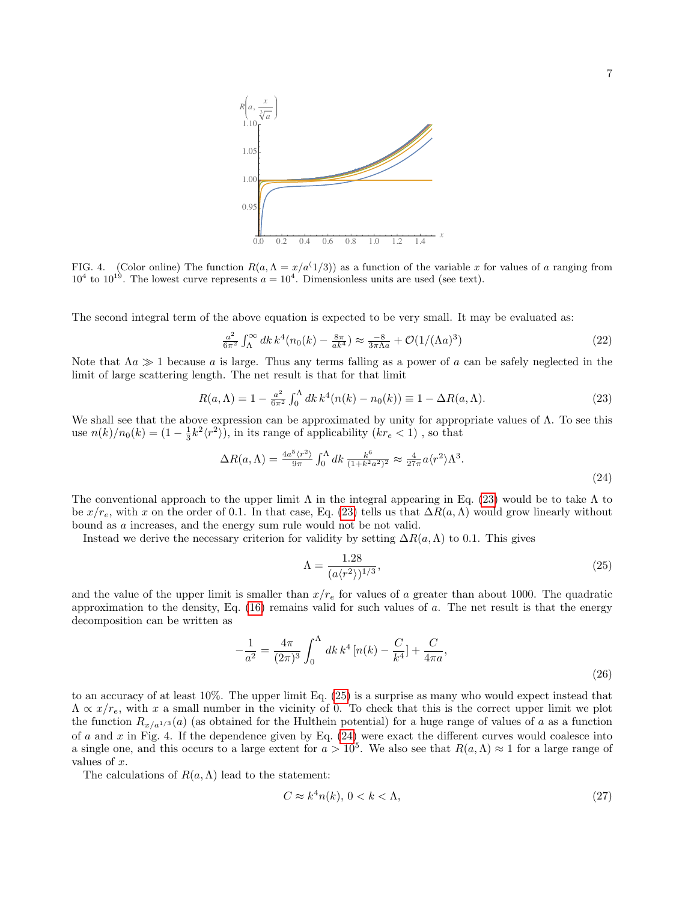FIG. 4. (Color online) The function $R(a, \Lambda = x/a^(1/3))$ as a function of the variable $x$ for values of $a$ ranging from $10^4$ to $10^{19}$. The lowest curve represents $a = 10^4$. Dimensionless units are used (see text).

The second integral term of the above equation is expected to be very small. It may be evaluated as:

$$\frac{a^2}{6\pi^2}\int_\Lambda^\infty dk\, k^4(n_0(k) - \frac{8\pi}{ak^4}) \approx \frac{-8}{3\pi\Lambda a} + \mathcal{O}(1/(\Lambda a)^3) \tag{22}$$

Note that $\Lambda a \gg 1$ because $a$ is large. Thus any terms falling as a power of $a$ can be safely neglected in the limit of large scattering length. The net result is that for that limit

$$R(a,\Lambda) = 1 - \frac{a^2}{6\pi^2}\int_0^\Lambda dk\, k^4(n(k) - n_0(k)) \equiv 1 - \Delta R(a,\Lambda). \tag{23}$$

We shall see that the above expression can be approximated by unity for appropriate values of $\Lambda$. To see this use $n(k)/n_0(k) = (1 - \frac{1}{3}k^2\langle r^2\rangle)$, in its range of applicability ($kr_e < 1$) , so that

$$\Delta R(a,\Lambda) = \frac{4a^5\langle r^2\rangle}{9\pi}\int_0^\Lambda dk\, \frac{k^6}{(1+k^2a^2)^2} \approx \frac{4}{27\pi}a\langle r^2\rangle\Lambda^3. \tag{24}$$

The conventional approach to the upper limit $\Lambda$ in the integral appearing in Eq. (23) would be to take $\Lambda$ to be $x/r_e$, with $x$ on the order of 0.1. In that case, Eq. (23) tells us that $\Delta R(a,\Lambda)$ would grow linearly without bound as $a$ increases, and the energy sum rule would not be not valid.

Instead we derive the necessary criterion for validity by setting $\Delta R(a,\Lambda)$ to 0.1. This gives

$$\Lambda = \frac{1.28}{(a\langle r^2\rangle)^{1/3}}, \tag{25}$$

and the value of the upper limit is smaller than $x/r_e$ for values of $a$ greater than about 1000. The quadratic approximation to the density, Eq. (16) remains valid for such values of $a$. The net result is that the energy decomposition can be written as

$$-\frac{1}{a^2} = \frac{4\pi}{(2\pi)^3}\int_0^\Lambda dk\, k^4\,[n(k) - \frac{C}{k^4}] + \frac{C}{4\pi a}, \tag{26}$$

to an accuracy of at least 10%. The upper limit Eq. (25) is a surprise as many who would expect instead that $\Lambda \propto x/r_e$, with $x$ a small number in the vicinity of 0. To check that this is the correct upper limit we plot the function $R_{x/a^{1/3}}(a)$ (as obtained for the Hulthein potential) for a huge range of values of $a$ as a function of $a$ and $x$ in Fig. 4. If the dependence given by Eq. (24) were exact the different curves would coalesce into a single one, and this occurs to a large extent for $a > 10^5$. We also see that $R(a,\Lambda) \approx 1$ for a large range of values of $x$.

The calculations of $R(a,\Lambda)$ lead to the statement:

$$C \approx k^4 n(k),\; 0 < k < \Lambda, \tag{27}$$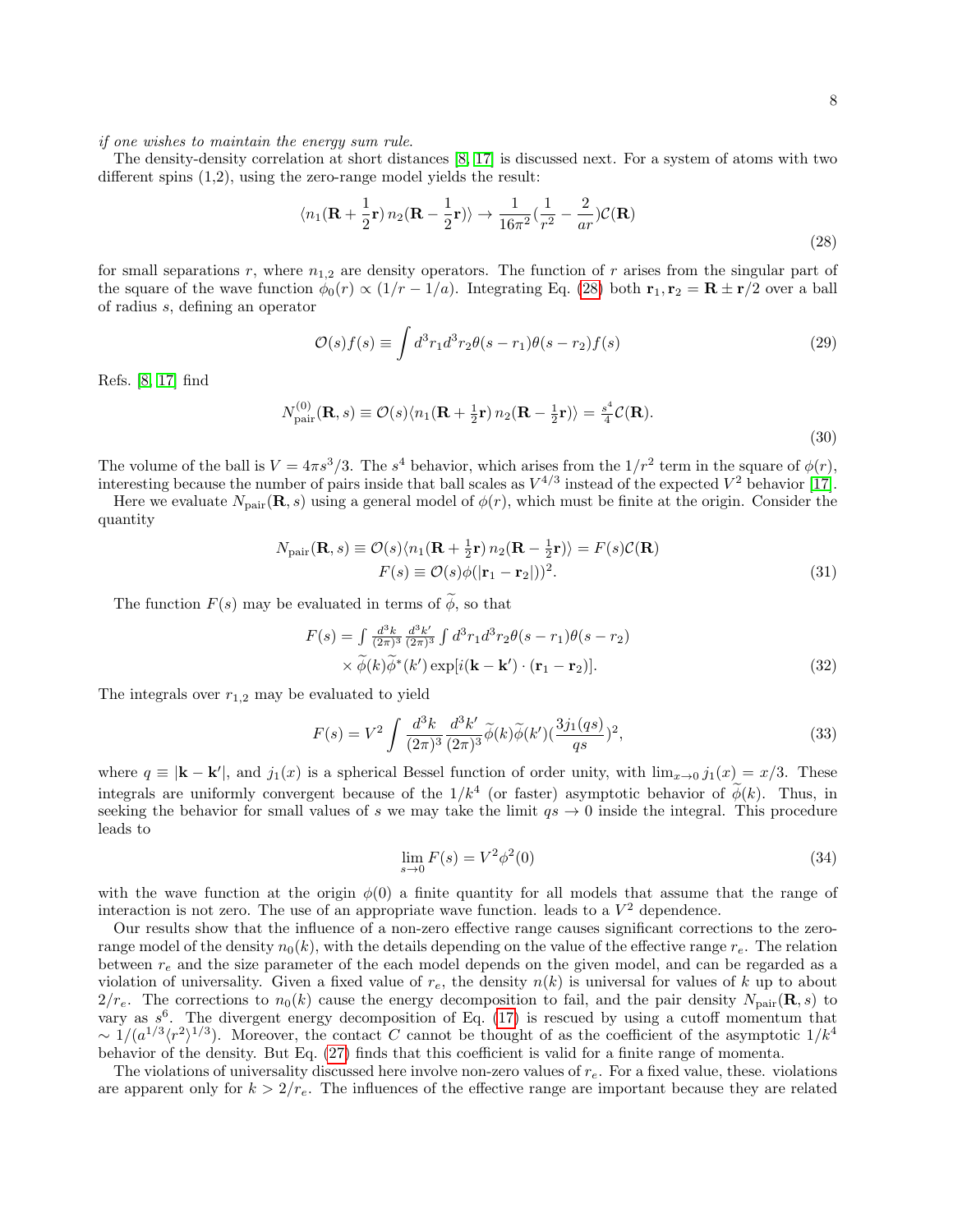*if one wishes to maintain the energy sum rule.*

The density-density correlation at short distances [8, 17] is discussed next. For a system of atoms with two different spins (1,2), using the zero-range model yields the result:

$$\langle n_1(\mathbf{R}+\frac{1}{2}\mathbf{r})\, n_2(\mathbf{R}-\frac{1}{2}\mathbf{r})\rangle \rightarrow \frac{1}{16\pi^2}(\frac{1}{r^2}-\frac{2}{ar})\mathcal{C}(\mathbf{R}) \tag{28}$$

for small separations $r$, where $n_{1,2}$ are density operators. The function of $r$ arises from the singular part of the square of the wave function $\phi_0(r) \propto (1/r - 1/a)$. Integrating Eq. (28) both $\mathbf{r}_1, \mathbf{r}_2 = \mathbf{R} \pm \mathbf{r}/2$ over a ball of radius $s$, defining an operator

$$\mathcal{O}(s)f(s) \equiv \int d^3r_1 d^3r_2 \theta(s-r_1)\theta(s-r_2)f(s) \tag{29}$$

Refs. [8, 17] find

$$N^{(0)}_{\rm pair}(\mathbf{R},s) \equiv \mathcal{O}(s)\langle n_1(\mathbf{R}+\tfrac{1}{2}\mathbf{r})\, n_2(\mathbf{R}-\tfrac{1}{2}\mathbf{r})\rangle = \tfrac{s^4}{4}\mathcal{C}(\mathbf{R}). \tag{30}$$

The volume of the ball is $V = 4\pi s^3/3$. The $s^4$ behavior, which arises from the $1/r^2$ term in the square of $\phi(r)$, interesting because the number of pairs inside that ball scales as $V^{4/3}$ instead of the expected $V^2$ behavior [17].

Here we evaluate $N_{\rm pair}(\mathbf{R},s)$ using a general model of $\phi(r)$, which must be finite at the origin. Consider the quantity

$$\begin{aligned} N_{\rm pair}(\mathbf{R},s) &\equiv \mathcal{O}(s)\langle n_1(\mathbf{R}+\tfrac{1}{2}\mathbf{r})\, n_2(\mathbf{R}-\tfrac{1}{2}\mathbf{r})\rangle = F(s)\mathcal{C}(\mathbf{R}) \\ F(s) &\equiv \mathcal{O}(s)\phi(|\mathbf{r}_1-\mathbf{r}_2|))^2. \end{aligned} \tag{31}$$

The function $F(s)$ may be evaluated in terms of $\widetilde{\phi}$, so that

$$\begin{aligned} F(s) = \int \tfrac{d^3k}{(2\pi)^3}\tfrac{d^3k'}{(2\pi)^3} &\int d^3r_1 d^3r_2 \theta(s-r_1)\theta(s-r_2) \\ &\times \widetilde{\phi}(k)\widetilde{\phi}^*(k')\exp[i(\mathbf{k}-\mathbf{k}')\cdot(\mathbf{r}_1-\mathbf{r}_2)]. \end{aligned} \tag{32}$$

The integrals over $r_{1,2}$ may be evaluated to yield

$$F(s) = V^2\int \frac{d^3k}{(2\pi)^3}\frac{d^3k'}{(2\pi)^3}\widetilde{\phi}(k)\widetilde{\phi}(k')(\frac{3j_1(qs)}{qs})^2, \tag{33}$$

where $q \equiv |\mathbf{k}-\mathbf{k}'|$, and $j_1(x)$ is a spherical Bessel function of order unity, with $\lim_{x\to 0} j_1(x) = x/3$. These integrals are uniformly convergent because of the $1/k^4$ (or faster) asymptotic behavior of $\widetilde{\phi}(k)$. Thus, in seeking the behavior for small values of $s$ we may take the limit $qs \to 0$ inside the integral. This procedure leads to

$$\lim_{s\to 0} F(s) = V^2\phi^2(0) \tag{34}$$

with the wave function at the origin $\phi(0)$ a finite quantity for all models that assume that the range of interaction is not zero. The use of an appropriate wave function. leads to a $V^2$ dependence.

Our results show that the influence of a non-zero effective range causes significant corrections to the zero-range model of the density $n_0(k)$, with the details depending on the value of the effective range $r_e$. The relation between $r_e$ and the size parameter of the each model depends on the given model, and can be regarded as a violation of universality. Given a fixed value of $r_e$, the density $n(k)$ is universal for values of $k$ up to about $2/r_e$. The corrections to $n_0(k)$ cause the energy decomposition to fail, and the pair density $N_{\rm pair}(\mathbf{R},s)$ to vary as $s^6$. The divergent energy decomposition of Eq. (17) is rescued by using a cutoff momentum that $\sim 1/(a^{1/3}\langle r^2\rangle^{1/3})$. Moreover, the contact $C$ cannot be thought of as the coefficient of the asymptotic $1/k^4$ behavior of the density. But Eq. (27) finds that this coefficient is valid for a finite range of momenta.

The violations of universality discussed here involve non-zero values of $r_e$. For a fixed value, these. violations are apparent only for $k > 2/r_e$. The influences of the effective range are important because they are related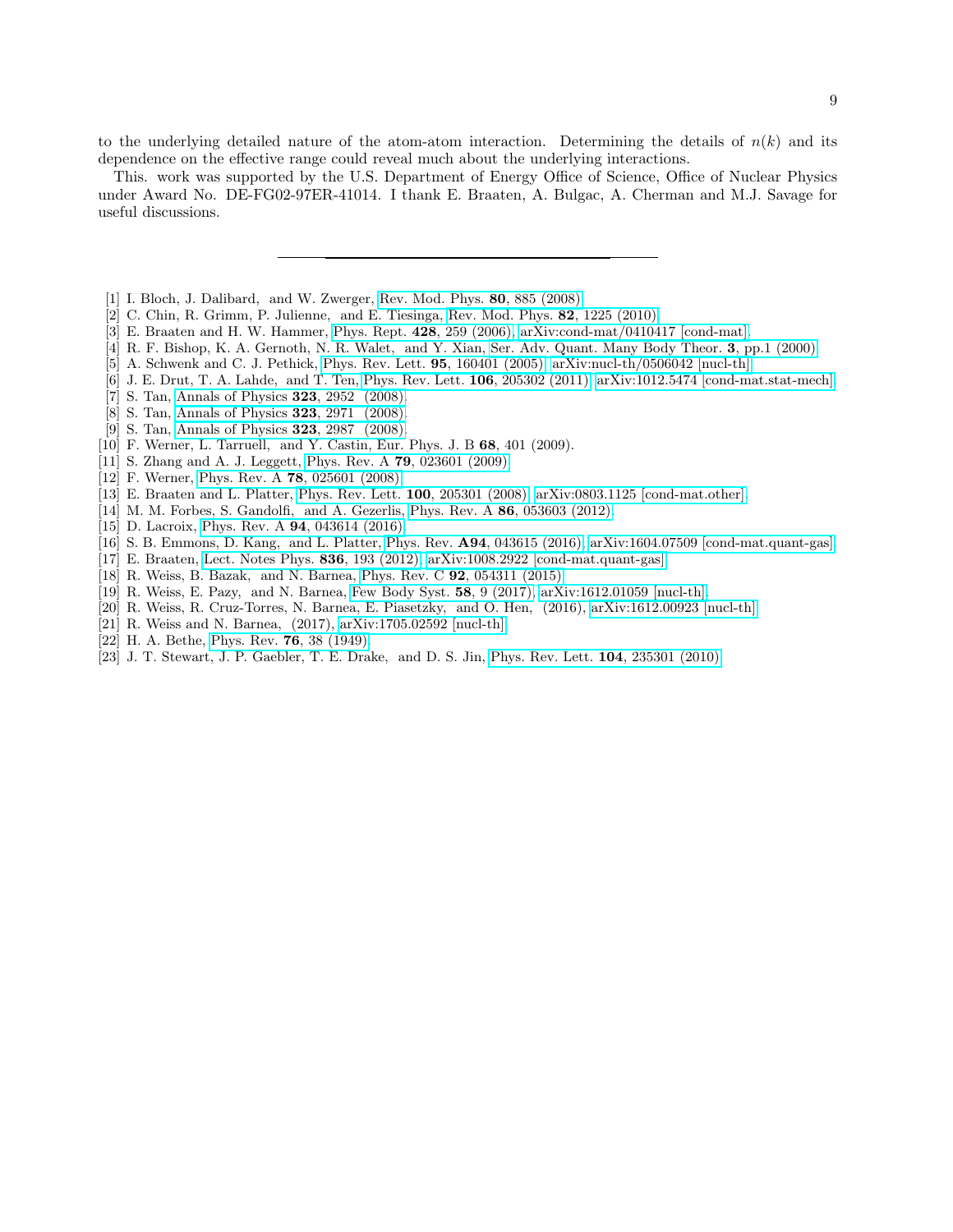to the underlying detailed nature of the atom-atom interaction. Determining the details of $n(k)$ and its dependence on the effective range could reveal much about the underlying interactions.

This. work was supported by the U.S. Department of Energy Office of Science, Office of Nuclear Physics under Award No. DE-FG02-97ER-41014. I thank E. Braaten, A. Bulgac, A. Cherman and M.J. Savage for useful discussions.

---

[1] I. Bloch, J. Dalibard, and W. Zwerger, Rev. Mod. Phys. **80**, 885 (2008).
[2] C. Chin, R. Grimm, P. Julienne, and E. Tiesinga, Rev. Mod. Phys. **82**, 1225 (2010).
[3] E. Braaten and H. W. Hammer, Phys. Rept. **428**, 259 (2006), arXiv:cond-mat/0410417 [cond-mat].
[4] R. F. Bishop, K. A. Gernoth, N. R. Walet, and Y. Xian, Ser. Adv. Quant. Many Body Theor. **3**, pp.1 (2000).
[5] A. Schwenk and C. J. Pethick, Phys. Rev. Lett. **95**, 160401 (2005), arXiv:nucl-th/0506042 [nucl-th].
[6] J. E. Drut, T. A. Lahde, and T. Ten, Phys. Rev. Lett. **106**, 205302 (2011), arXiv:1012.5474 [cond-mat.stat-mech].
[7] S. Tan, Annals of Physics **323**, 2952 (2008).
[8] S. Tan, Annals of Physics **323**, 2971 (2008).
[9] S. Tan, Annals of Physics **323**, 2987 (2008).
[10] F. Werner, L. Tarruell, and Y. Castin, Eur. Phys. J. B **68**, 401 (2009).
[11] S. Zhang and A. J. Leggett, Phys. Rev. A **79**, 023601 (2009).
[12] F. Werner, Phys. Rev. A **78**, 025601 (2008).
[13] E. Braaten and L. Platter, Phys. Rev. Lett. **100**, 205301 (2008), arXiv:0803.1125 [cond-mat.other].
[14] M. M. Forbes, S. Gandolfi, and A. Gezerlis, Phys. Rev. A **86**, 053603 (2012).
[15] D. Lacroix, Phys. Rev. A **94**, 043614 (2016).
[16] S. B. Emmons, D. Kang, and L. Platter, Phys. Rev. **A94**, 043615 (2016), arXiv:1604.07509 [cond-mat.quant-gas].
[17] E. Braaten, Lect. Notes Phys. **836**, 193 (2012), arXiv:1008.2922 [cond-mat.quant-gas].
[18] R. Weiss, B. Bazak, and N. Barnea, Phys. Rev. C **92**, 054311 (2015).
[19] R. Weiss, E. Pazy, and N. Barnea, Few Body Syst. **58**, 9 (2017), arXiv:1612.01059 [nucl-th].
[20] R. Weiss, R. Cruz-Torres, N. Barnea, E. Piasetzky, and O. Hen, (2016), arXiv:1612.00923 [nucl-th].
[21] R. Weiss and N. Barnea, (2017), arXiv:1705.02592 [nucl-th].
[22] H. A. Bethe, Phys. Rev. **76**, 38 (1949).
[23] J. T. Stewart, J. P. Gaebler, T. E. Drake, and D. S. Jin, Phys. Rev. Lett. **104**, 235301 (2010).